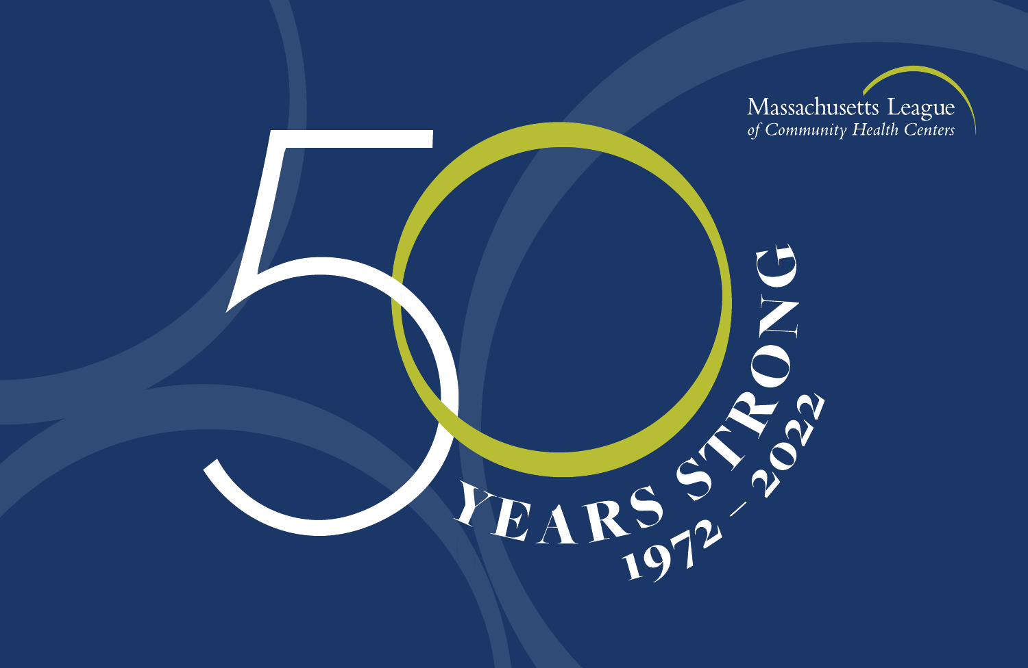Massachusetts League
*of Community Health Centers*

# 50 YEARS STRONG

## 1972 – 2022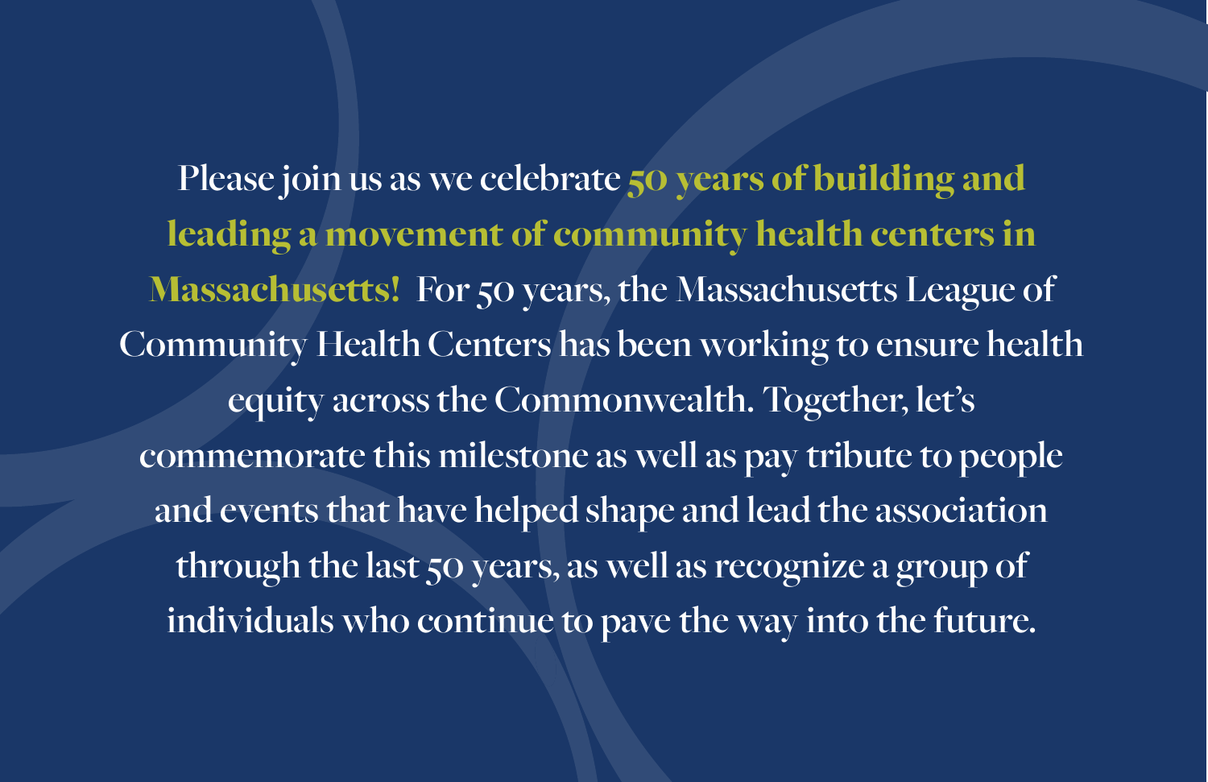Please join us as we celebrate **50 years of building and leading a movement of community health centers in Massachusetts!** For 50 years, the Massachusetts League of Community Health Centers has been working to ensure health equity across the Commonwealth. Together, let's commemorate this milestone as well as pay tribute to people and events that have helped shape and lead the association through the last 50 years, as well as recognize a group of individuals who continue to pave the way into the future.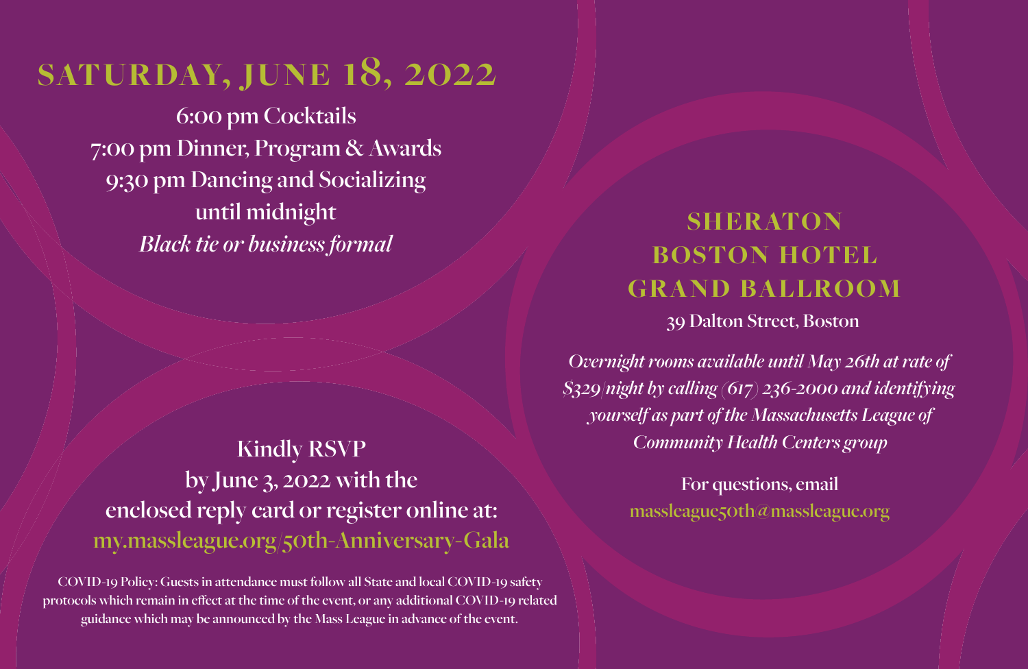# SATURDAY, JUNE 18, 2022

6:00 pm Cocktails
7:00 pm Dinner, Program & Awards
9:30 pm Dancing and Socializing
until midnight
*Black tie or business formal*

Kindly RSVP
by June 3, 2022 with the
enclosed reply card or register online at:
my.massleague.org/50th-Anniversary-Gala

COVID-19 Policy: Guests in attendance must follow all State and local COVID-19 safety protocols which remain in effect at the time of the event, or any additional COVID-19 related guidance which may be announced by the Mass League in advance of the event.

## SHERATON BOSTON HOTEL GRAND BALLROOM

39 Dalton Street, Boston

*Overnight rooms available until May 26th at rate of $329/night by calling (617) 236-2000 and identifying yourself as part of the Massachusetts League of Community Health Centers group*

For questions, email
massleague50th@massleague.org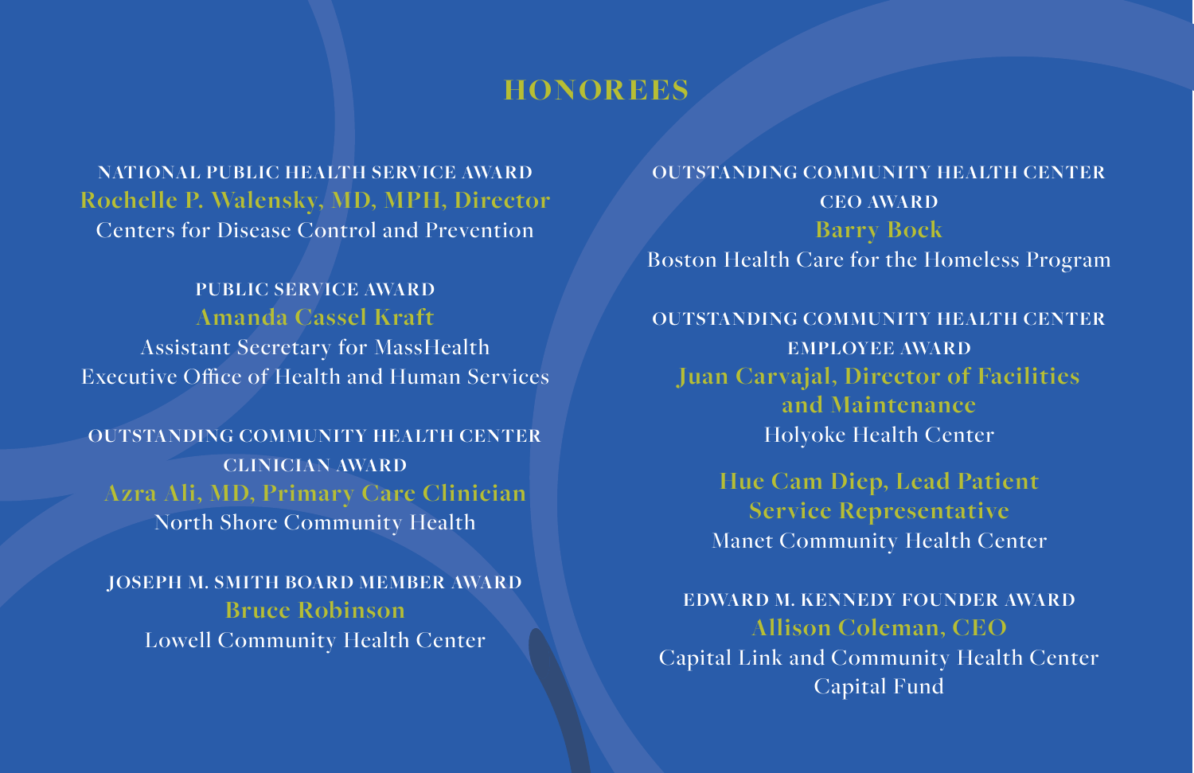# HONOREES

**NATIONAL PUBLIC HEALTH SERVICE AWARD**
**Rochelle P. Walensky, MD, MPH, Director**
Centers for Disease Control and Prevention

**PUBLIC SERVICE AWARD**
**Amanda Cassel Kraft**
Assistant Secretary for MassHealth
Executive Office of Health and Human Services

**OUTSTANDING COMMUNITY HEALTH CENTER CLINICIAN AWARD**
**Azra Ali, MD, Primary Care Clinician**
North Shore Community Health

**JOSEPH M. SMITH BOARD MEMBER AWARD**
**Bruce Robinson**
Lowell Community Health Center

**OUTSTANDING COMMUNITY HEALTH CENTER CEO AWARD**
**Barry Bock**
Boston Health Care for the Homeless Program

**OUTSTANDING COMMUNITY HEALTH CENTER EMPLOYEE AWARD**
**Juan Carvajal, Director of Facilities and Maintenance**
Holyoke Health Center

**Hue Cam Diep, Lead Patient Service Representative**
Manet Community Health Center

**EDWARD M. KENNEDY FOUNDER AWARD**
**Allison Coleman, CEO**
Capital Link and Community Health Center Capital Fund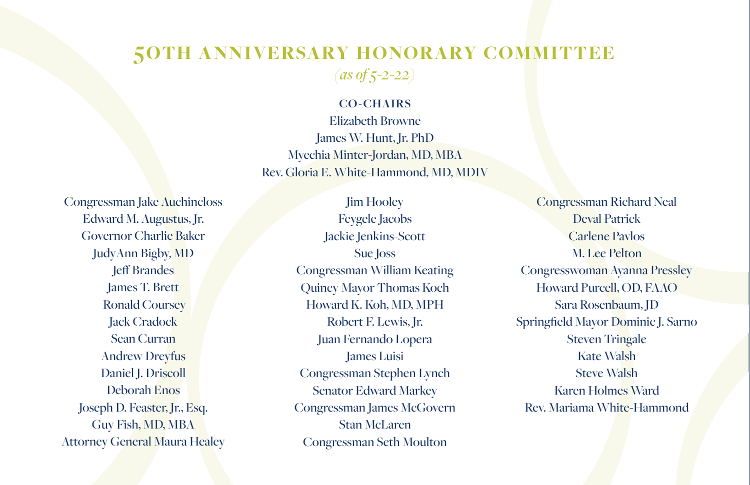# 50TH ANNIVERSARY HONORARY COMMITTEE

*(as of 5-2-22)*

**CO-CHAIRS**

Elizabeth Browne
James W. Hunt, Jr. PhD
Myechia Minter-Jordan, MD, MBA
Rev. Gloria E. White-Hammond, MD, MDIV

Congressman Jake Auchincloss
Edward M. Augustus, Jr.
Governor Charlie Baker
JudyAnn Bigby, MD
Jeff Brandes
James T. Brett
Ronald Coursey
Jack Cradock
Sean Curran
Andrew Dreyfus
Daniel J. Driscoll
Deborah Enos
Joseph D. Feaster, Jr., Esq.
Guy Fish, MD, MBA
Attorney General Maura Healey
Jim Hooley
Feygele Jacobs
Jackie Jenkins-Scott
Sue Joss
Congressman William Keating
Quincy Mayor Thomas Koch
Howard K. Koh, MD, MPH
Robert F. Lewis, Jr.
Juan Fernando Lopera
James Luisi
Congressman Stephen Lynch
Senator Edward Markey
Congressman James McGovern
Stan McLaren
Congressman Seth Moulton
Congressman Richard Neal
Deval Patrick
Carlene Pavlos
M. Lee Pelton
Congresswoman Ayanna Pressley
Howard Purcell, OD, FAAO
Sara Rosenbaum, JD
Springfield Mayor Dominic J. Sarno
Steven Tringale
Kate Walsh
Steve Walsh
Karen Holmes Ward
Rev. Mariama White-Hammond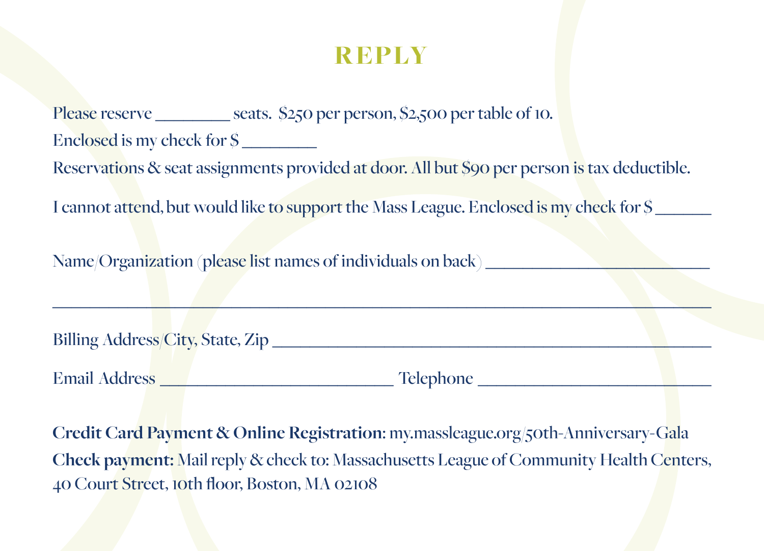# REPLY

Please reserve _________ seats. $250 per person, $2,500 per table of 10.

Enclosed is my check for $ _________

Reservations & seat assignments provided at door. All but $90 per person is tax deductible.

I cannot attend, but would like to support the Mass League. Enclosed is my check for $ _______

Name/Organization (please list names of individuals on back) ___________________________

_______________________________________________________________________________

Billing Address/City, State, Zip ___________________________________________________

Email Address ____________________________ Telephone ____________________________

**Credit Card Payment & Online Registration**: my.massleague.org/50th-Anniversary-Gala

**Check payment:** Mail reply & check to: Massachusetts League of Community Health Centers, 40 Court Street, 10th floor, Boston, MA 02108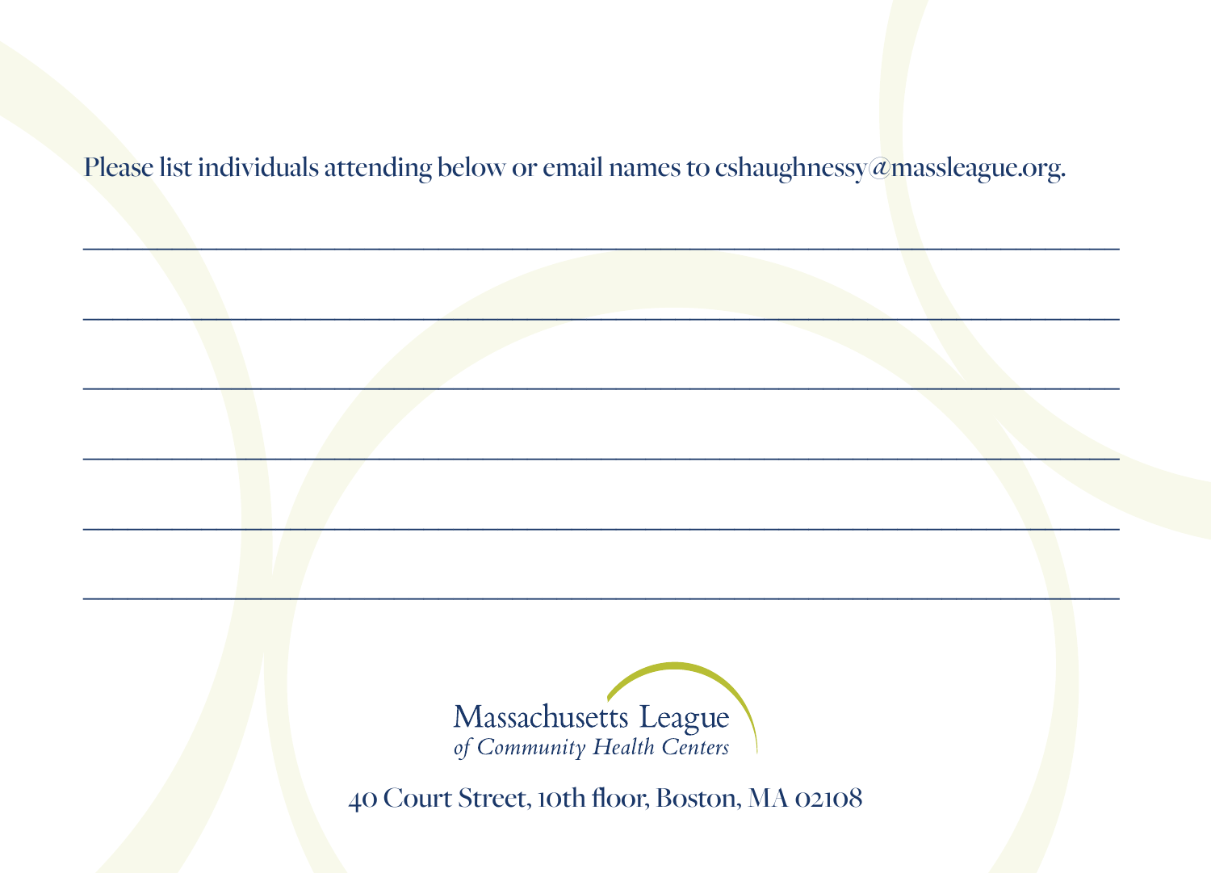Please list individuals attending below or email names to cshaughnessy@massleague.org.

\_\_\_\_\_\_\_\_\_\_\_\_\_\_\_\_\_\_\_\_\_\_\_\_\_\_\_\_\_\_\_\_\_\_\_\_\_\_\_\_\_\_\_\_\_\_\_\_\_\_\_\_\_\_\_\_\_\_\_\_

\_\_\_\_\_\_\_\_\_\_\_\_\_\_\_\_\_\_\_\_\_\_\_\_\_\_\_\_\_\_\_\_\_\_\_\_\_\_\_\_\_\_\_\_\_\_\_\_\_\_\_\_\_\_\_\_\_\_\_\_

\_\_\_\_\_\_\_\_\_\_\_\_\_\_\_\_\_\_\_\_\_\_\_\_\_\_\_\_\_\_\_\_\_\_\_\_\_\_\_\_\_\_\_\_\_\_\_\_\_\_\_\_\_\_\_\_\_\_\_\_

\_\_\_\_\_\_\_\_\_\_\_\_\_\_\_\_\_\_\_\_\_\_\_\_\_\_\_\_\_\_\_\_\_\_\_\_\_\_\_\_\_\_\_\_\_\_\_\_\_\_\_\_\_\_\_\_\_\_\_\_

\_\_\_\_\_\_\_\_\_\_\_\_\_\_\_\_\_\_\_\_\_\_\_\_\_\_\_\_\_\_\_\_\_\_\_\_\_\_\_\_\_\_\_\_\_\_\_\_\_\_\_\_\_\_\_\_\_\_\_\_

\_\_\_\_\_\_\_\_\_\_\_\_\_\_\_\_\_\_\_\_\_\_\_\_\_\_\_\_\_\_\_\_\_\_\_\_\_\_\_\_\_\_\_\_\_\_\_\_\_\_\_\_\_\_\_\_\_\_\_\_

Massachusetts League
*of Community Health Centers*

40 Court Street, 10th floor, Boston, MA 02108